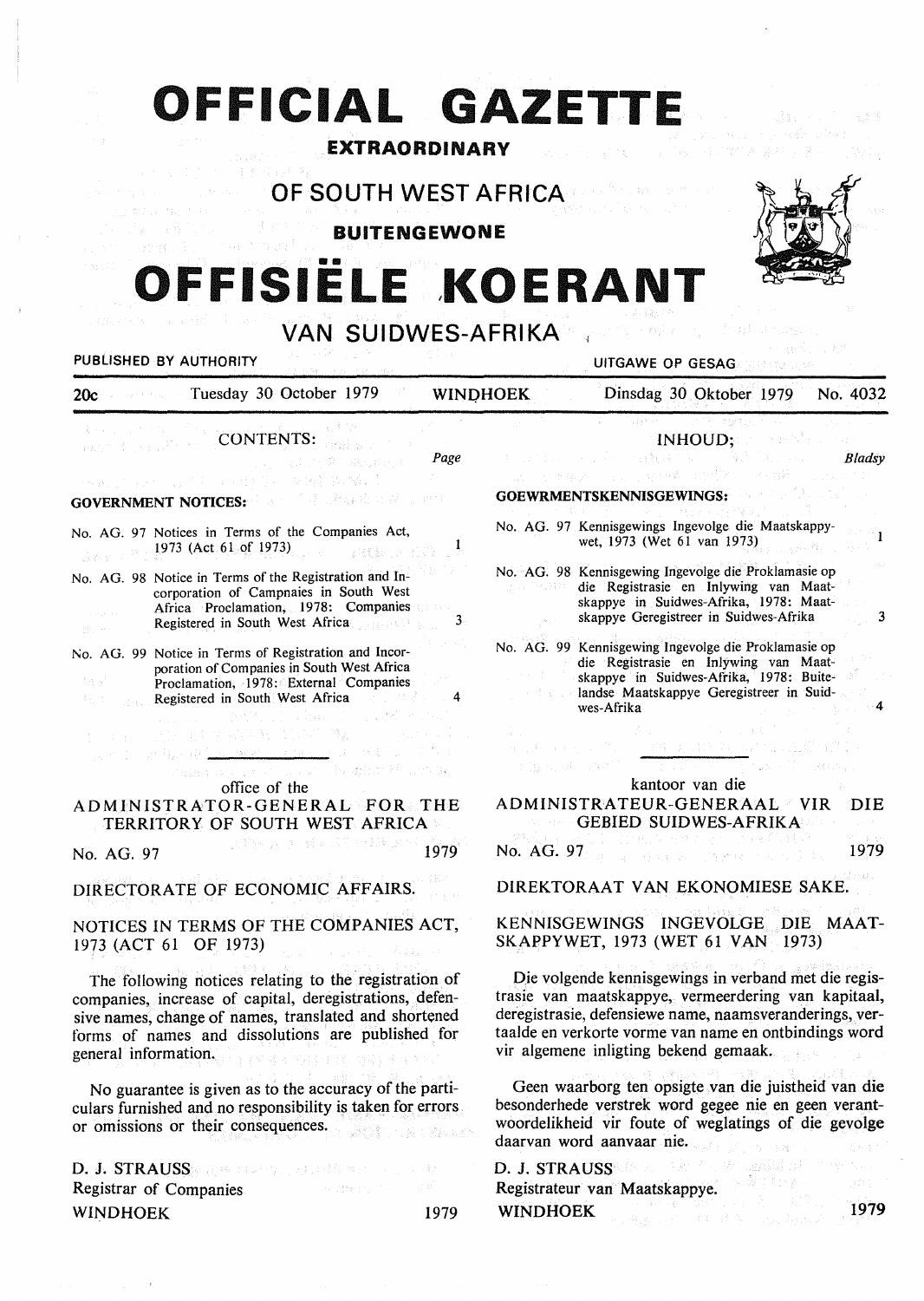# OFFICIAL GAZETTE

**EXTRAORDINARY**

## OF SOUTH WEST AFRICA

**BUITENGEWONE**

# OFFISIËLE KOERANT

## VAN SUIDWES-AFRIKA

PUBLISHED BY AUTHORITY — UITGAWE OP GESAG

20c — Tuesday 30 October 1979 — WINDHOEK — Dinsdag 30 Oktober 1979 — No. 4032

### CONTENTS:

| | Page |
|---|---|
| **GOVERNMENT NOTICES:** | |
| No. AG. 97 Notices in Terms of the Companies Act, 1973 (Act 61 of 1973) | 1 |
| No. AG. 98 Notice in Terms of the Registration and Incorporation of Campnaies in South West Africa Proclamation, 1978: Companies Registered in South West Africa | 3 |
| No. AG. 99 Notice in Terms of Registration and Incorporation of Companies in South West Africa Proclamation, 1978: External Companies Registered in South West Africa | 4 |

### INHOUD;

| | Bladsy |
|---|---|
| **GOEWRMENTSKENNISGEWINGS:** | |
| No. AG. 97 Kennisgewings Ingevolge die Maatskappywet, 1973 (Wet 61 van 1973) | 1 |
| No. AG. 98 Kennisgewing Ingevolge die Proklamasie op die Registrasie en Inlywing van Maatskappye in Suidwes-Afrika, 1978: Maatskappye Geregistreer in Suidwes-Afrika | 3 |
| No. AG. 99 Kennisgewing Ingevolge die Proklamasie op die Registrasie en Inlywing van Maatskappye in Suidwes-Afrika, 1978: Buitelandse Maatskappye Geregistreer in Suidwes-Afrika | 4 |

---

office of the
ADMINISTRATOR-GENERAL FOR THE TERRITORY OF SOUTH WEST AFRICA

No. AG. 97 — 1979

DIRECTORATE OF ECONOMIC AFFAIRS.

NOTICES IN TERMS OF THE COMPANIES ACT, 1973 (ACT 61 OF 1973)

The following notices relating to the registration of companies, increase of capital, deregistrations, defensive names, change of names, translated and shortened forms of names and dissolutions are published for general information.

No guarantee is given as to the accuracy of the particulars furnished and no responsibility is taken for errors or omissions or their consequences.

D. J. STRAUSS
Registrar of Companies
WINDHOEK — 1979

kantoor van die
ADMINISTRATEUR-GENERAAL VIR DIE GEBIED SUIDWES-AFRIKA

No. AG. 97 — 1979

DIREKTORAAT VAN EKONOMIESE SAKE.

KENNISGEWINGS INGEVOLGE DIE MAATSKAPPYWET, 1973 (WET 61 VAN 1973)

Die volgende kennisgewings in verband met die registrasie van maatskappye, vermeerdering van kapitaal, deregistrasie, defensiewe name, naamsveranderings, vertaalde en verkorte vorme van name en ontbindings word vir algemene inligting bekend gemaak.

Geen waarborg ten opsigte van die juistheid van die besonderhede verstrek word gegee nie en geen verantwoordelikheid vir foute of weglatings of die gevolge daarvan word aanvaar nie.

D. J. STRAUSS
Registrateur van Maatskappye.
WINDHOEK — 1979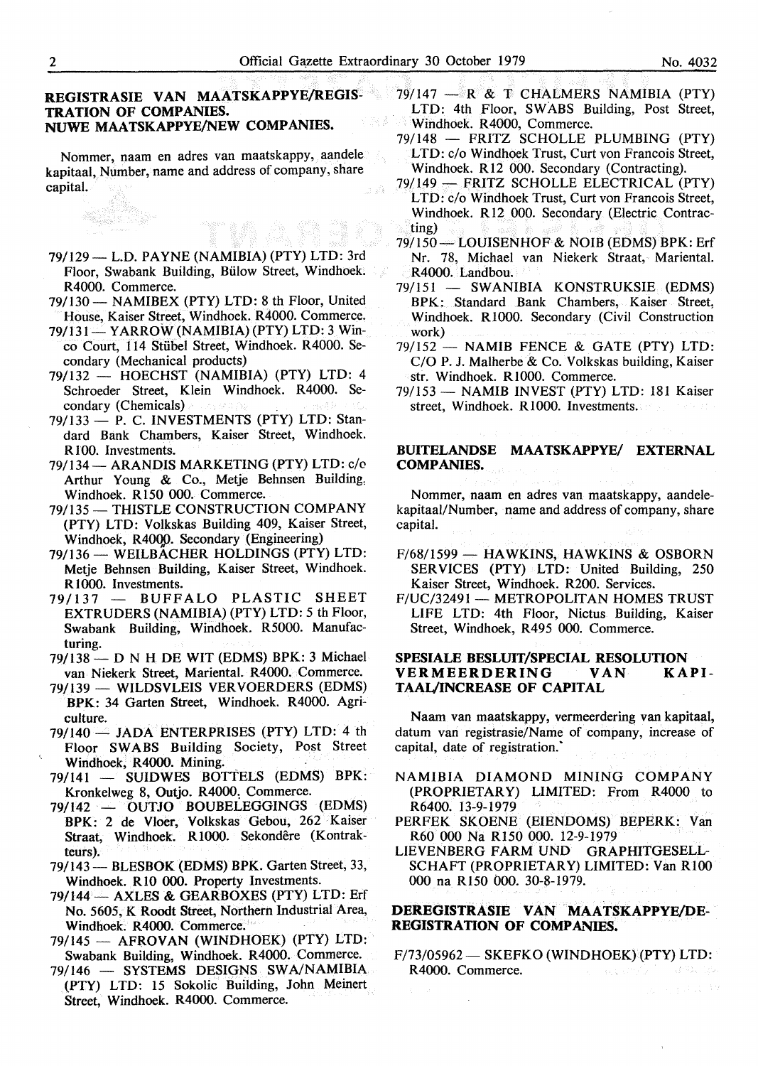## REGISTRASIE VAN MAATSKAPPYE/REGISTRATION OF COMPANIES.

## NUWE MAATSKAPPYE/NEW COMPANIES.

Nommer, naam en adres van maatskappy, aandele kapitaal, Number, name and address of company, share capital.

79/129 — L.D. PAYNE (NAMIBIA) (PTY) LTD: 3rd Floor, Swabank Building, Bülow Street, Windhoek. R4000. Commerce.

79/130 — NAMIBEX (PTY) LTD: 8 th Floor, United House, Kaiser Street, Windhoek. R4000. Commerce.

79/131 — YARROW (NAMIBIA) (PTY) LTD: 3 Winco Court, 114 Stübel Street, Windhoek. R4000. Secondary (Mechanical products)

79/132 — HOECHST (NAMIBIA) (PTY) LTD: 4 Schroeder Street, Klein Windhoek. R4000. Secondary (Chemicals)

79/133 — P. C. INVESTMENTS (PTY) LTD: Standard Bank Chambers, Kaiser Street, Windhoek. R100. Investments.

79/134 — ARANDIS MARKETING (PTY) LTD: c/o Arthur Young & Co., Metje Behnsen Building, Windhoek. R150 000. Commerce.

79/135 — THISTLE CONSTRUCTION COMPANY (PTY) LTD: Volkskas Building 409, Kaiser Street, Windhoek, R4000. Secondary (Engineering)

79/136 — WEILBÄCHER HOLDINGS (PTY) LTD: Metje Behnsen Building, Kaiser Street, Windhoek. R1000. Investments.

79/137 — BUFFALO PLASTIC SHEET EXTRUDERS (NAMIBIA) (PTY) LTD: 5 th Floor, Swabank Building, Windhoek. R5000. Manufacturing.

79/138 — D N H DE WIT (EDMS) BPK: 3 Michael van Niekerk Street, Mariental. R4000. Commerce.

79/139 — WILDSVLEIS VERVOERDERS (EDMS) BPK: 34 Garten Street, Windhoek. R4000. Agriculture.

79/140 — JADA ENTERPRISES (PTY) LTD: 4 th Floor SWABS Building Society, Post Street Windhoek, R4000. Mining.

79/141 — SUIDWES BOTTELS (EDMS) BPK: Kronkelweg 8, Outjo. R4000. Commerce.

79/142 — OUTJO BOUBELEGGINGS (EDMS) BPK: 2 de Vloer, Volkskas Gebou, 262 Kaiser Straat, Windhoek. R1000. Sekondêre (Kontrakteurs).

79/143 — BLESBOK (EDMS) BPK. Garten Street, 33, Windhoek. R10 000. Property Investments.

79/144 — AXLES & GEARBOXES (PTY) LTD: Erf No. 5605, K Roodt Street, Northern Industrial Area, Windhoek. R4000. Commerce.

79/145 — AFROVAN (WINDHOEK) (PTY) LTD: Swabank Building, Windhoek. R4000. Commerce.

79/146 — SYSTEMS DESIGNS SWA/NAMIBIA (PTY) LTD: 15 Sokolic Building, John Meinert Street, Windhoek. R4000. Commerce.

79/147 — R & T CHALMERS NAMIBIA (PTY) LTD: 4th Floor, SWABS Building, Post Street, Windhoek. R4000, Commerce.

79/148 — FRITZ SCHOLLE PLUMBING (PTY) LTD: c/o Windhoek Trust, Curt von Francois Street, Windhoek. R12 000. Secondary (Contracting).

79/149 — FRITZ SCHOLLE ELECTRICAL (PTY) LTD: c/o Windhoek Trust, Curt von Francois Street, Windhoek. R12 000. Secondary (Electric Contracting)

79/150 — LOUISENHOF & NOIB (EDMS) BPK: Erf Nr. 78, Michael van Niekerk Straat, Mariental. R4000. Landbou.

79/151 — SWANIBIA KONSTRUKSIE (EDMS) BPK: Standard Bank Chambers, Kaiser Street, Windhoek. R1000. Secondary (Civil Construction work)

79/152 — NAMIB FENCE & GATE (PTY) LTD: C/O P. J. Malherbe & Co. Volkskas building, Kaiser str. Windhoek. R1000. Commerce.

79/153 — NAMIB INVEST (PTY) LTD: 181 Kaiser street, Windhoek. R1000. Investments.

## BUITELANDSE MAATSKAPPYE/ EXTERNAL COMPANIES.

Nommer, naam en adres van maatskappy, aandelekapitaal/Number, name and address of company, share capital.

F/68/1599 — HAWKINS, HAWKINS & OSBORN SERVICES (PTY) LTD: United Building, 250 Kaiser Street, Windhoek. R200. Services.

F/UC/32491 — METROPOLITAN HOMES TRUST LIFE LTD: 4th Floor, Nictus Building, Kaiser Street, Windhoek, R495 000. Commerce.

## SPESIALE BESLUIT/SPECIAL RESOLUTION VERMEERDERING VAN KAPITAAL/INCREASE OF CAPITAL

Naam van maatskappy, vermeerdering van kapitaal, datum van registrasie/Name of company, increase of capital, date of registration.

NAMIBIA DIAMOND MINING COMPANY (PROPRIETARY) LIMITED: From R4000 to R6400. 13-9-1979

PERFEK SKOENE (EIENDOMS) BEPERK: Van R60 000 Na R150 000. 12-9-1979

LIEVENBERG FARM UND GRAPHITGESELLSCHAFT (PROPRIETARY) LIMITED: Van R100 000 na R150 000. 30-8-1979.

## DEREGISTRASIE VAN MAATSKAPPYE/DEREGISTRATION OF COMPANIES.

F/73/05962 — SKEFKO (WINDHOEK) (PTY) LTD: R4000. Commerce.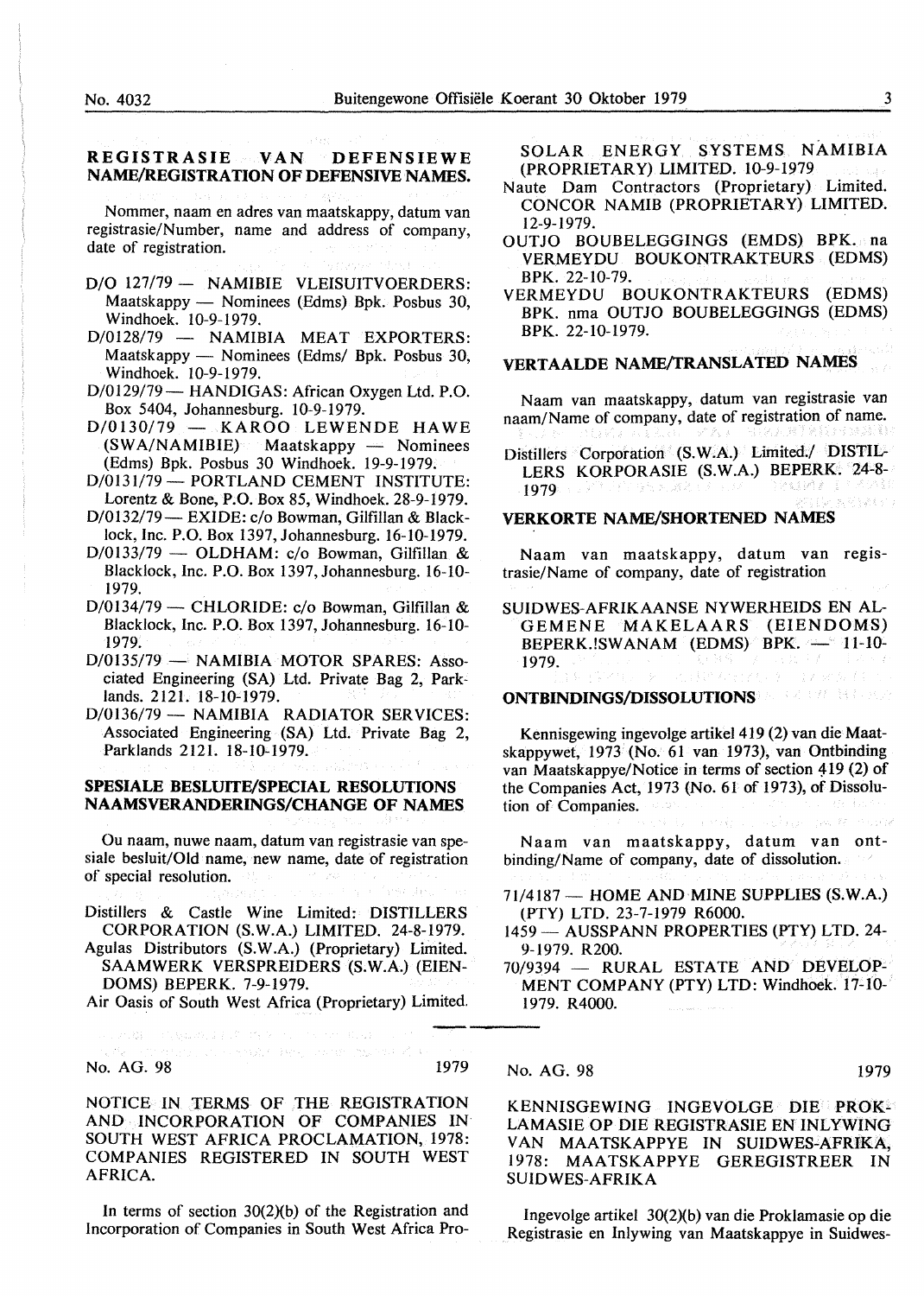## REGISTRASIE VAN DEFENSIEWE NAME/REGISTRATION OF DEFENSIVE NAMES.

Nommer, naam en adres van maatskappy, datum van registrasie/Number, name and address of company, date of registration.

D/O 127/79 — NAMIBIE VLEISUITVOERDERS: Maatskappy — Nominees (Edms) Bpk. Posbus 30, Windhoek. 10-9-1979.

D/0128/79 — NAMIBIA MEAT EXPORTERS: Maatskappy — Nominees (Edms/ Bpk. Posbus 30, Windhoek. 10-9-1979.

D/0129/79 — HANDIGAS: African Oxygen Ltd. P.O. Box 5404, Johannesburg. 10-9-1979.

D/0130/79 — KAROO LEWENDE HAWE (SWA/NAMIBIE) Maatskappy — Nominees (Edms) Bpk. Posbus 30 Windhoek. 19-9-1979.

D/0131/79 — PORTLAND CEMENT INSTITUTE: Lorentz & Bone, P.O. Box 85, Windhoek. 28-9-1979.

D/0132/79 — EXIDE: c/o Bowman, Gilfillan & Blacklock, Inc. P.O. Box 1397, Johannesburg. 16-10-1979.

D/0133/79 — OLDHAM: c/o Bowman, Gilfillan & Blacklock, Inc. P.O. Box 1397, Johannesburg. 16-10-1979.

D/0134/79 — CHLORIDE: c/o Bowman, Gilfillan & Blacklock, Inc. P.O. Box 1397, Johannesburg. 16-10-1979.

D/0135/79 — NAMIBIA MOTOR SPARES: Associated Engineering (SA) Ltd. Private Bag 2, Parklands. 2121. 18-10-1979.

D/0136/79 — NAMIBIA RADIATOR SERVICES: Associated Engineering (SA) Ltd. Private Bag 2, Parklands 2121. 18-10-1979.

## SPESIALE BESLUITE/SPECIAL RESOLUTIONS NAAMSVERANDERINGS/CHANGE OF NAMES

Ou naam, nuwe naam, datum van registrasie van spesiale besluit/Old name, new name, date of registration of special resolution.

Distillers & Castle Wine Limited: DISTILLERS CORPORATION (S.W.A.) LIMITED. 24-8-1979.

Agulas Distributors (S.W.A.) (Proprietary) Limited. SAAMWERK VERSPREIDERS (S.W.A.) (EIENDOMS) BEPERK. 7-9-1979.

Air Oasis of South West Africa (Proprietary) Limited. SOLAR ENERGY SYSTEMS NAMIBIA (PROPRIETARY) LIMITED. 10-9-1979

Naute Dam Contractors (Proprietary) Limited. CONCOR NAMIB (PROPRIETARY) LIMITED. 12-9-1979.

OUTJO BOUBELEGGINGS (EMDS) BPK. na VERMEYDU BOUKONTRAKTEURS (EDMS) BPK. 22-10-79.

VERMEYDU BOUKONTRAKTEURS (EDMS) BPK. nma OUTJO BOUBELEGGINGS (EDMS) BPK. 22-10-1979.

## VERTAALDE NAME/TRANSLATED NAMES

Naam van maatskappy, datum van registrasie van naam/Name of company, date of registration of name.

Distillers Corporation (S.W.A.) Limited./ DISTILLERS KORPORASIE (S.W.A.) BEPERK. 24-8-1979

## VERKORTE NAME/SHORTENED NAMES

Naam van maatskappy, datum van registrasie/Name of company, date of registration

SUIDWES-AFRIKAANSE NYWERHEIDS EN ALGEMENE MAKELAARS (EIENDOMS) BEPERK.!SWANAM (EDMS) BPK. — 11-10-1979.

## ONTBINDINGS/DISSOLUTIONS

Kennisgewing ingevolge artikel 419 (2) van die Maatskappywet, 1973 (No. 61 van 1973), van Ontbinding van Maatskappye/Notice in terms of section 419 (2) of the Companies Act, 1973 (No. 61 of 1973), of Dissolution of Companies.

Naam van maatskappy, datum van ontbinding/Name of company, date of dissolution.

71/4187 — HOME AND MINE SUPPLIES (S.W.A.) (PTY) LTD. 23-7-1979 R6000.

1459 — AUSSPANN PROPERTIES (PTY) LTD. 24-9-1979. R200.

70/9394 — RURAL ESTATE AND DEVELOPMENT COMPANY (PTY) LTD: Windhoek. 17-10-1979. R4000.

---

No. AG. 98 1979

NOTICE IN TERMS OF THE REGISTRATION AND INCORPORATION OF COMPANIES IN SOUTH WEST AFRICA PROCLAMATION, 1978: COMPANIES REGISTERED IN SOUTH WEST AFRICA.

In terms of section 30(2)(b) of the Registration and Incorporation of Companies in South West Africa Pro-

No. AG. 98 1979

KENNISGEWING INGEVOLGE DIE PROKLAMASIE OP DIE REGISTRASIE EN INLYWING VAN MAATSKAPPYE IN SUIDWES-AFRIKA, 1978: MAATSKAPPYE GEREGISTREER IN SUIDWES-AFRIKA

Ingevolge artikel 30(2)(b) van die Proklamasie op die Registrasie en Inlywing van Maatskappye in Suidwes-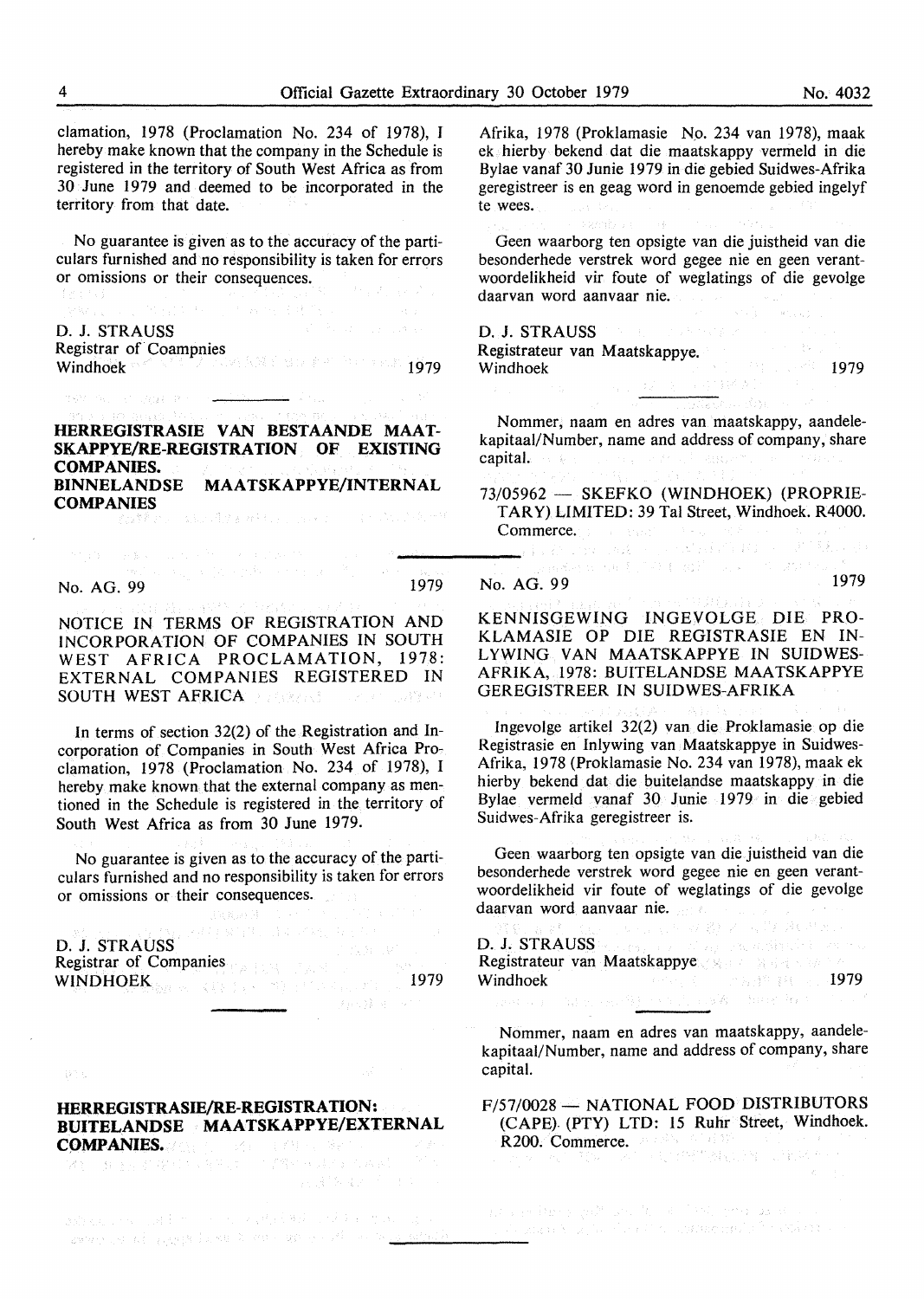clamation, 1978 (Proclamation No. 234 of 1978), I hereby make known that the company in the Schedule is registered in the territory of South West Africa as from 30 June 1979 and deemed to be incorporated in the territory from that date.

No guarantee is given as to the accuracy of the particulars furnished and no responsibility is taken for errors or omissions or their consequences.

D. J. STRAUSS
Registrar of Coampnies
Windhoek 1979

**HERREGISTRASIE VAN BESTAANDE MAATSKAPPYE/RE-REGISTRATION OF EXISTING COMPANIES.**
**BINNELANDSE MAATSKAPPYE/INTERNAL COMPANIES**

Afrika, 1978 (Proklamasie No. 234 van 1978), maak ek hierby bekend dat die maatskappy vermeld in die Bylae vanaf 30 Junie 1979 in die gebied Suidwes-Afrika geregistreer is en geag word in genoemde gebied ingelyf te wees.

Geen waarborg ten opsigte van die juistheid van die besonderhede verstrek word gegee nie en geen verantwoordelikheid vir foute of weglatings of die gevolge daarvan word aanvaar nie.

D. J. STRAUSS
Registrateur van Maatskappye.
Windhoek 1979

Nommer, naam en adres van maatskappy, aandelekapitaal/Number, name and address of company, share capital.

73/05962 — SKEFKO (WINDHOEK) (PROPRIETARY) LIMITED: 39 Tal Street, Windhoek. R4000. Commerce.

No. AG. 99 1979

NOTICE IN TERMS OF REGISTRATION AND INCORPORATION OF COMPANIES IN SOUTH WEST AFRICA PROCLAMATION, 1978: EXTERNAL COMPANIES REGISTERED IN SOUTH WEST AFRICA

In terms of section 32(2) of the Registration and Incorporation of Companies in South West Africa Proclamation, 1978 (Proclamation No. 234 of 1978), I hereby make known that the external company as mentioned in the Schedule is registered in the territory of South West Africa as from 30 June 1979.

No guarantee is given as to the accuracy of the particulars furnished and no responsibility is taken for errors or omissions or their consequences.

D. J. STRAUSS
Registrar of Companies
WINDHOEK 1979

**HERREGISTRASIE/RE-REGISTRATION: BUITELANDSE MAATSKAPPYE/EXTERNAL COMPANIES.**

No. AG. 99 1979

KENNISGEWING INGEVOLGE DIE PROKLAMASIE OP DIE REGISTRASIE EN INLYWING VAN MAATSKAPPYE IN SUIDWES-AFRIKA, 1978: BUITELANDSE MAATSKAPPYE GEREGISTREER IN SUIDWES-AFRIKA

Ingevolge artikel 32(2) van die Proklamasie op die Registrasie en Inlywing van Maatskappye in Suidwes-Afrika, 1978 (Proklamasie No. 234 van 1978), maak ek hierby bekend dat die buitelandse maatskappy in die Bylae vermeld vanaf 30 Junie 1979 in die gebied Suidwes-Afrika geregistreer is.

Geen waarborg ten opsigte van die juistheid van die besonderhede verstrek word gegee nie en geen verantwoordelikheid vir foute of weglatings of die gevolge daarvan word aanvaar nie.

D. J. STRAUSS
Registrateur van Maatskappye
Windhoek 1979

Nommer, naam en adres van maatskappy, aandelekapitaal/Number, name and address of company, share capital.

F/57/0028 — NATIONAL FOOD DISTRIBUTORS (CAPE) (PTY) LTD: 15 Ruhr Street, Windhoek. R200. Commerce.